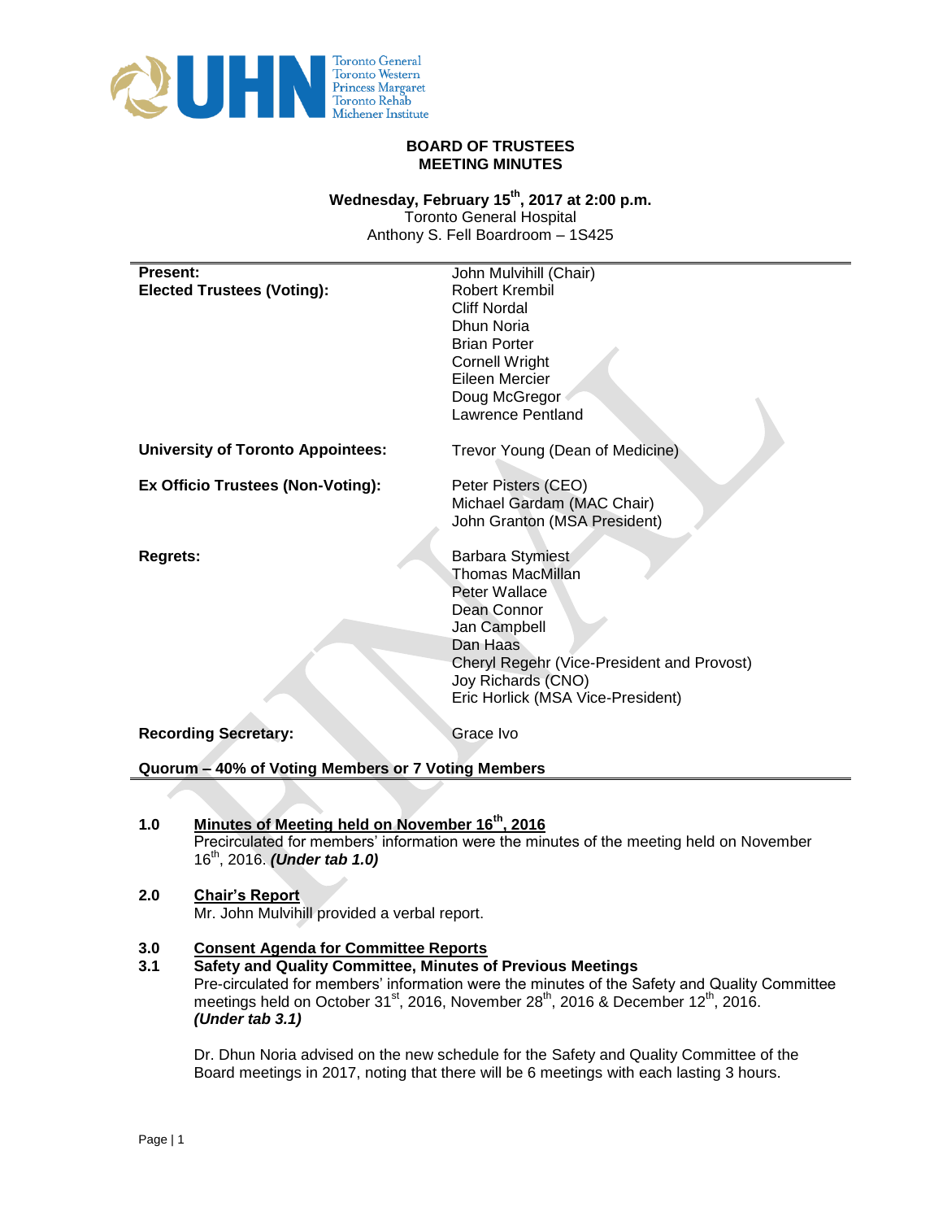# BOARD OF TRUSTEES
# MEETING MINUTES

**Wednesday, February 15th, 2017 at 2:00 p.m.**
Toronto General Hospital
Anthony S. Fell Boardroom – 1S425

| | |
|---|---|
| **Present:** | John Mulvihill (Chair) |
| **Elected Trustees (Voting):** | Robert Krembil<br>Cliff Nordal<br>Dhun Noria<br>Brian Porter<br>Cornell Wright<br>Eileen Mercier<br>Doug McGregor<br>Lawrence Pentland |
| **University of Toronto Appointees:** | Trevor Young (Dean of Medicine) |
| **Ex Officio Trustees (Non-Voting):** | Peter Pisters (CEO)<br>Michael Gardam (MAC Chair)<br>John Granton (MSA President) |
| **Regrets:** | Barbara Stymiest<br>Thomas MacMillan<br>Peter Wallace<br>Dean Connor<br>Jan Campbell<br>Dan Haas<br>Cheryl Regehr (Vice-President and Provost)<br>Joy Richards (CNO)<br>Eric Horlick (MSA Vice-President) |
| **Recording Secretary:** | Grace Ivo |

**Quorum – 40% of Voting Members or 7 Voting Members**

## 1.0 Minutes of Meeting held on November 16th, 2016

Precirculated for members' information were the minutes of the meeting held on November 16th, 2016. ***(Under tab 1.0)***

## 2.0 Chair's Report

Mr. John Mulvihill provided a verbal report.

## 3.0 Consent Agenda for Committee Reports

### 3.1 Safety and Quality Committee, Minutes of Previous Meetings

Pre-circulated for members' information were the minutes of the Safety and Quality Committee meetings held on October 31st, 2016, November 28th, 2016 & December 12th, 2016. ***(Under tab 3.1)***

Dr. Dhun Noria advised on the new schedule for the Safety and Quality Committee of the Board meetings in 2017, noting that there will be 6 meetings with each lasting 3 hours.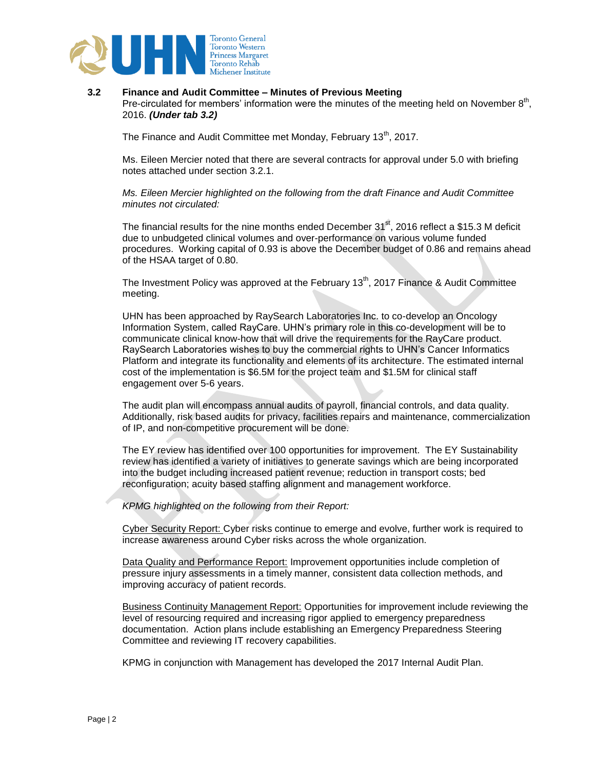### 3.2 Finance and Audit Committee – Minutes of Previous Meeting

Pre-circulated for members' information were the minutes of the meeting held on November 8th, 2016. ***(Under tab 3.2)***

The Finance and Audit Committee met Monday, February 13th, 2017.

Ms. Eileen Mercier noted that there are several contracts for approval under 5.0 with briefing notes attached under section 3.2.1.

*Ms. Eileen Mercier highlighted on the following from the draft Finance and Audit Committee minutes not circulated:*

The financial results for the nine months ended December 31st, 2016 reflect a $15.3 M deficit due to unbudgeted clinical volumes and over-performance on various volume funded procedures. Working capital of 0.93 is above the December budget of 0.86 and remains ahead of the HSAA target of 0.80.

The Investment Policy was approved at the February 13th, 2017 Finance & Audit Committee meeting.

UHN has been approached by RaySearch Laboratories Inc. to co-develop an Oncology Information System, called RayCare. UHN's primary role in this co-development will be to communicate clinical know-how that will drive the requirements for the RayCare product. RaySearch Laboratories wishes to buy the commercial rights to UHN's Cancer Informatics Platform and integrate its functionality and elements of its architecture. The estimated internal cost of the implementation is $6.5M for the project team and $1.5M for clinical staff engagement over 5-6 years.

The audit plan will encompass annual audits of payroll, financial controls, and data quality. Additionally, risk based audits for privacy, facilities repairs and maintenance, commercialization of IP, and non-competitive procurement will be done.

The EY review has identified over 100 opportunities for improvement. The EY Sustainability review has identified a variety of initiatives to generate savings which are being incorporated into the budget including increased patient revenue; reduction in transport costs; bed reconfiguration; acuity based staffing alignment and management workforce.

*KPMG highlighted on the following from their Report:*

Cyber Security Report: Cyber risks continue to emerge and evolve, further work is required to increase awareness around Cyber risks across the whole organization.

Data Quality and Performance Report: Improvement opportunities include completion of pressure injury assessments in a timely manner, consistent data collection methods, and improving accuracy of patient records.

Business Continuity Management Report: Opportunities for improvement include reviewing the level of resourcing required and increasing rigor applied to emergency preparedness documentation. Action plans include establishing an Emergency Preparedness Steering Committee and reviewing IT recovery capabilities.

KPMG in conjunction with Management has developed the 2017 Internal Audit Plan.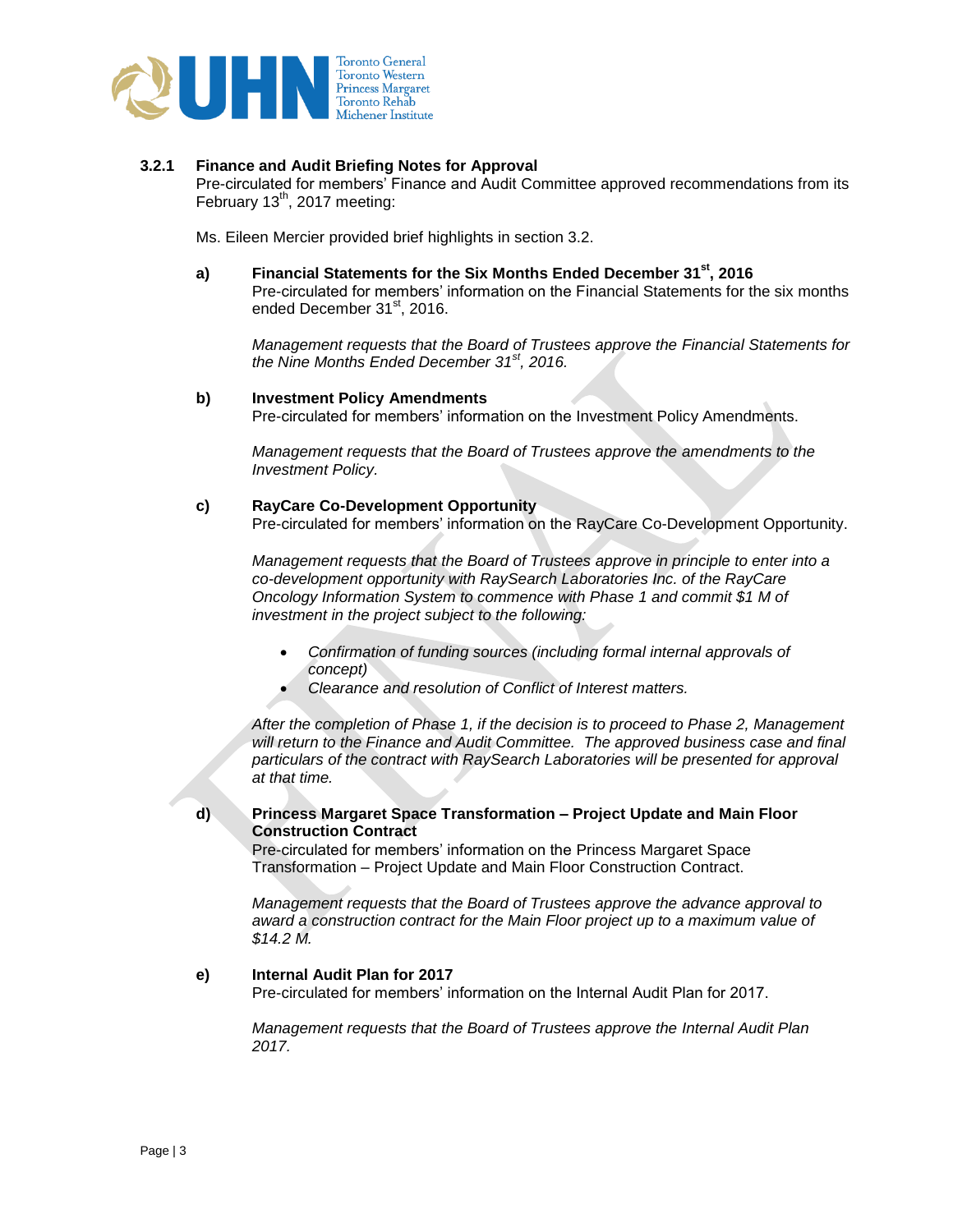### 3.2.1 Finance and Audit Briefing Notes for Approval

Pre-circulated for members' Finance and Audit Committee approved recommendations from its February 13th, 2017 meeting:

Ms. Eileen Mercier provided brief highlights in section 3.2.

**a) Financial Statements for the Six Months Ended December 31st, 2016**

Pre-circulated for members' information on the Financial Statements for the six months ended December 31st, 2016.

*Management requests that the Board of Trustees approve the Financial Statements for the Nine Months Ended December 31st, 2016.*

**b) Investment Policy Amendments**

Pre-circulated for members' information on the Investment Policy Amendments.

*Management requests that the Board of Trustees approve the amendments to the Investment Policy.*

**c) RayCare Co-Development Opportunity**

Pre-circulated for members' information on the RayCare Co-Development Opportunity.

*Management requests that the Board of Trustees approve in principle to enter into a co-development opportunity with RaySearch Laboratories Inc. of the RayCare Oncology Information System to commence with Phase 1 and commit $1 M of investment in the project subject to the following:*

- *Confirmation of funding sources (including formal internal approvals of concept)*
- *Clearance and resolution of Conflict of Interest matters.*

*After the completion of Phase 1, if the decision is to proceed to Phase 2, Management will return to the Finance and Audit Committee. The approved business case and final particulars of the contract with RaySearch Laboratories will be presented for approval at that time.*

**d) Princess Margaret Space Transformation – Project Update and Main Floor Construction Contract**

Pre-circulated for members' information on the Princess Margaret Space Transformation – Project Update and Main Floor Construction Contract.

*Management requests that the Board of Trustees approve the advance approval to award a construction contract for the Main Floor project up to a maximum value of $14.2 M.*

**e) Internal Audit Plan for 2017**

Pre-circulated for members' information on the Internal Audit Plan for 2017.

*Management requests that the Board of Trustees approve the Internal Audit Plan 2017.*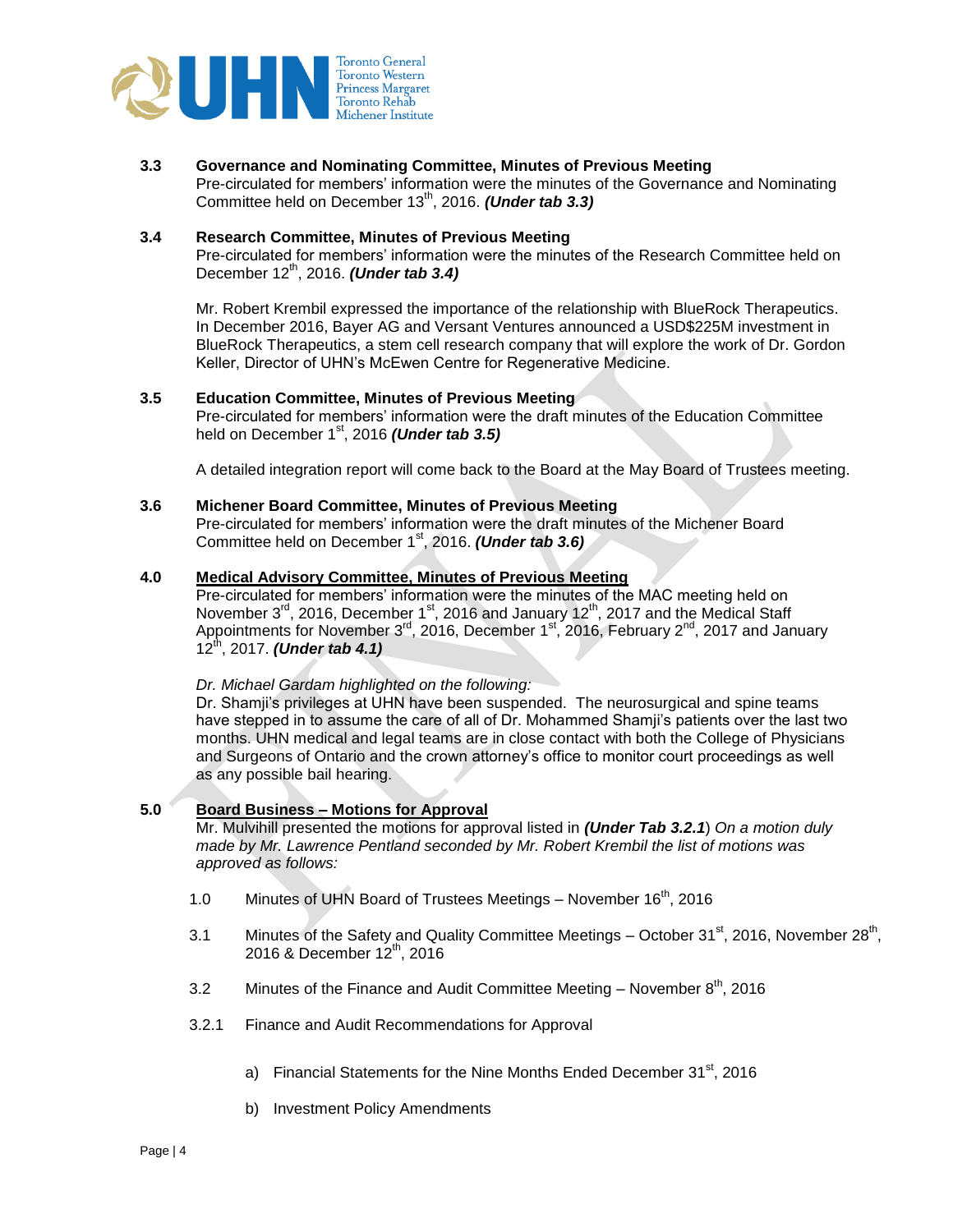**3.3 Governance and Nominating Committee, Minutes of Previous Meeting**
Pre-circulated for members' information were the minutes of the Governance and Nominating Committee held on December 13th, 2016. ***(Under tab 3.3)***

**3.4 Research Committee, Minutes of Previous Meeting**
Pre-circulated for members' information were the minutes of the Research Committee held on December 12th, 2016. ***(Under tab 3.4)***

Mr. Robert Krembil expressed the importance of the relationship with BlueRock Therapeutics. In December 2016, Bayer AG and Versant Ventures announced a USD$225M investment in BlueRock Therapeutics, a stem cell research company that will explore the work of Dr. Gordon Keller, Director of UHN's McEwen Centre for Regenerative Medicine.

**3.5 Education Committee, Minutes of Previous Meeting**
Pre-circulated for members' information were the draft minutes of the Education Committee held on December 1st, 2016 ***(Under tab 3.5)***

A detailed integration report will come back to the Board at the May Board of Trustees meeting.

**3.6 Michener Board Committee, Minutes of Previous Meeting**
Pre-circulated for members' information were the draft minutes of the Michener Board Committee held on December 1st, 2016. ***(Under tab 3.6)***

**4.0 Medical Advisory Committee, Minutes of Previous Meeting**
Pre-circulated for members' information were the minutes of the MAC meeting held on November 3rd, 2016, December 1st, 2016 and January 12th, 2017 and the Medical Staff Appointments for November 3rd, 2016, December 1st, 2016, February 2nd, 2017 and January 12th, 2017. ***(Under tab 4.1)***

*Dr. Michael Gardam highlighted on the following:*
Dr. Shamji's privileges at UHN have been suspended. The neurosurgical and spine teams have stepped in to assume the care of all of Dr. Mohammed Shamji's patients over the last two months. UHN medical and legal teams are in close contact with both the College of Physicians and Surgeons of Ontario and the crown attorney's office to monitor court proceedings as well as any possible bail hearing.

**5.0 Board Business – Motions for Approval**
Mr. Mulvihill presented the motions for approval listed in ***(Under Tab 3.2.1)*** *On a motion duly made by Mr. Lawrence Pentland seconded by Mr. Robert Krembil the list of motions was approved as follows:*

1.0 Minutes of UHN Board of Trustees Meetings – November 16th, 2016

3.1 Minutes of the Safety and Quality Committee Meetings – October 31st, 2016, November 28th, 2016 & December 12th, 2016

3.2 Minutes of the Finance and Audit Committee Meeting – November 8th, 2016

3.2.1 Finance and Audit Recommendations for Approval

a) Financial Statements for the Nine Months Ended December 31st, 2016

b) Investment Policy Amendments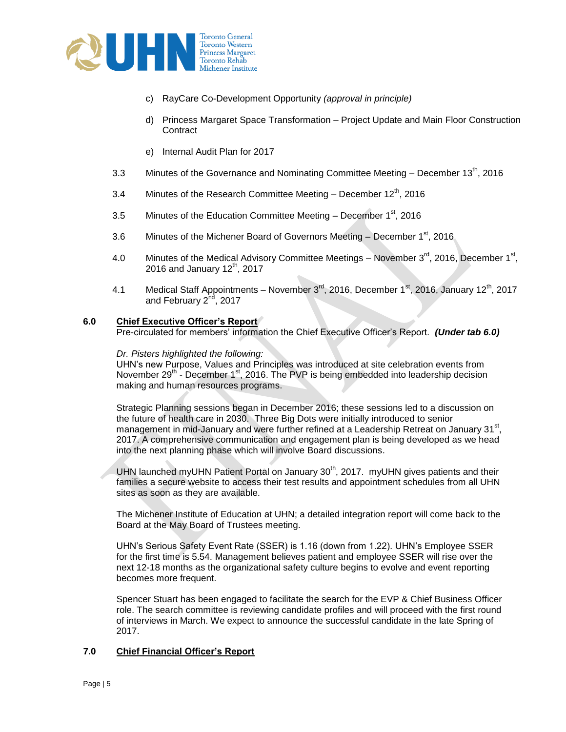c) RayCare Co-Development Opportunity *(approval in principle)*

d) Princess Margaret Space Transformation – Project Update and Main Floor Construction Contract

e) Internal Audit Plan for 2017

3.3 Minutes of the Governance and Nominating Committee Meeting – December 13th, 2016

3.4 Minutes of the Research Committee Meeting – December 12th, 2016

3.5 Minutes of the Education Committee Meeting – December 1st, 2016

3.6 Minutes of the Michener Board of Governors Meeting – December 1st, 2016

4.0 Minutes of the Medical Advisory Committee Meetings – November 3rd, 2016, December 1st, 2016 and January 12th, 2017

4.1 Medical Staff Appointments – November 3rd, 2016, December 1st, 2016, January 12th, 2017 and February 2nd, 2017

**6.0 Chief Executive Officer's Report**

Pre-circulated for members' information the Chief Executive Officer's Report. ***(Under tab 6.0)***

*Dr. Pisters highlighted the following:*

UHN's new Purpose, Values and Principles was introduced at site celebration events from November 29th - December 1st, 2016. The PVP is being embedded into leadership decision making and human resources programs.

Strategic Planning sessions began in December 2016; these sessions led to a discussion on the future of health care in 2030. Three Big Dots were initially introduced to senior management in mid-January and were further refined at a Leadership Retreat on January 31st, 2017. A comprehensive communication and engagement plan is being developed as we head into the next planning phase which will involve Board discussions.

UHN launched myUHN Patient Portal on January 30th, 2017. myUHN gives patients and their families a secure website to access their test results and appointment schedules from all UHN sites as soon as they are available.

The Michener Institute of Education at UHN; a detailed integration report will come back to the Board at the May Board of Trustees meeting.

UHN's Serious Safety Event Rate (SSER) is 1.16 (down from 1.22). UHN's Employee SSER for the first time is 5.54. Management believes patient and employee SSER will rise over the next 12-18 months as the organizational safety culture begins to evolve and event reporting becomes more frequent.

Spencer Stuart has been engaged to facilitate the search for the EVP & Chief Business Officer role. The search committee is reviewing candidate profiles and will proceed with the first round of interviews in March. We expect to announce the successful candidate in the late Spring of 2017.

**7.0 Chief Financial Officer's Report**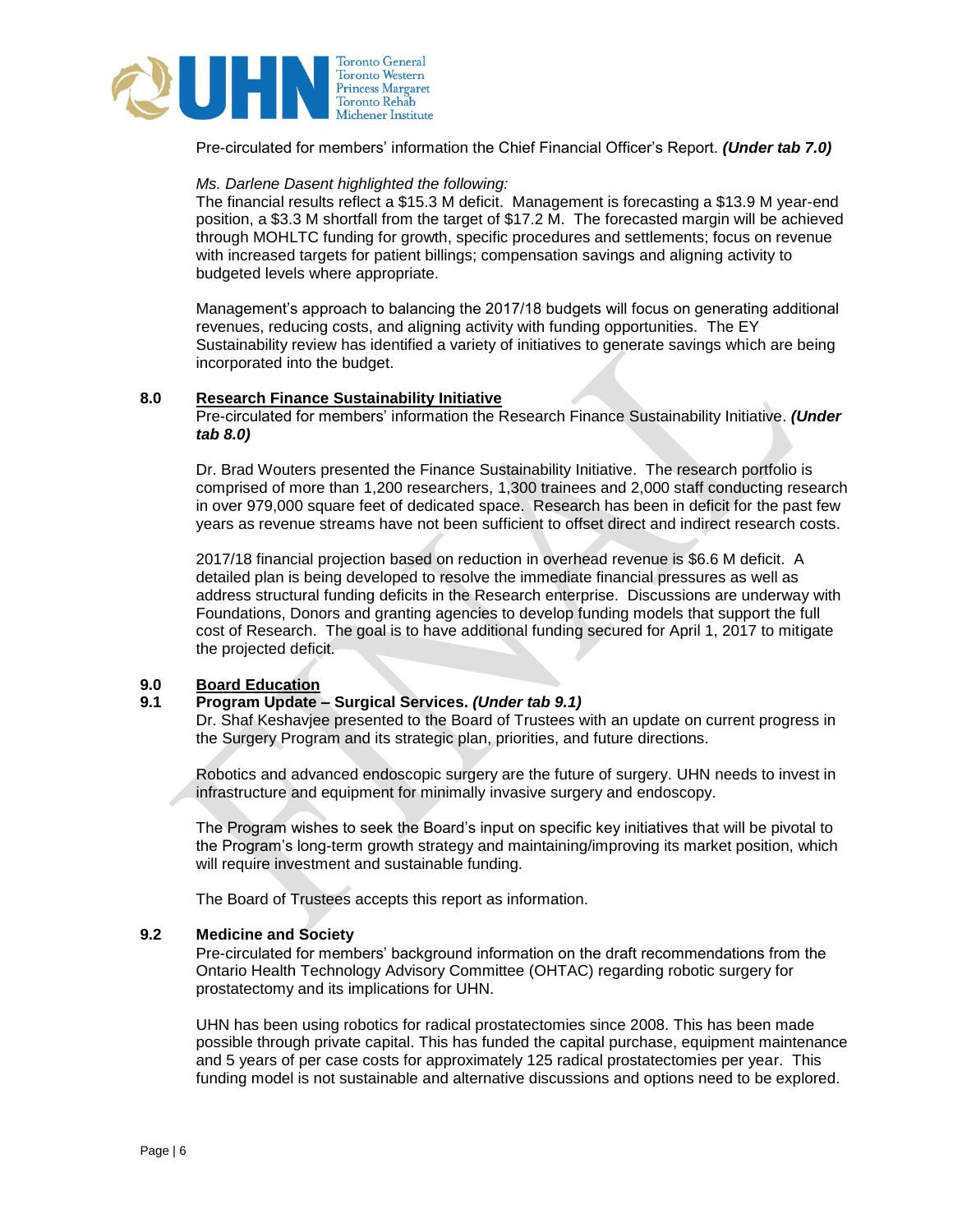Pre-circulated for members' information the Chief Financial Officer's Report. ***(Under tab 7.0)***

*Ms. Darlene Dasent highlighted the following:*
The financial results reflect a \$15.3 M deficit. Management is forecasting a \$13.9 M year-end position, a \$3.3 M shortfall from the target of \$17.2 M. The forecasted margin will be achieved through MOHLTC funding for growth, specific procedures and settlements; focus on revenue with increased targets for patient billings; compensation savings and aligning activity to budgeted levels where appropriate.

Management's approach to balancing the 2017/18 budgets will focus on generating additional revenues, reducing costs, and aligning activity with funding opportunities. The EY Sustainability review has identified a variety of initiatives to generate savings which are being incorporated into the budget.

## 8.0 Research Finance Sustainability Initiative

Pre-circulated for members' information the Research Finance Sustainability Initiative. ***(Under tab 8.0)***

Dr. Brad Wouters presented the Finance Sustainability Initiative. The research portfolio is comprised of more than 1,200 researchers, 1,300 trainees and 2,000 staff conducting research in over 979,000 square feet of dedicated space. Research has been in deficit for the past few years as revenue streams have not been sufficient to offset direct and indirect research costs.

2017/18 financial projection based on reduction in overhead revenue is \$6.6 M deficit. A detailed plan is being developed to resolve the immediate financial pressures as well as address structural funding deficits in the Research enterprise. Discussions are underway with Foundations, Donors and granting agencies to develop funding models that support the full cost of Research. The goal is to have additional funding secured for April 1, 2017 to mitigate the projected deficit.

## 9.0 Board Education

### 9.1 Program Update – Surgical Services. *(Under tab 9.1)*

Dr. Shaf Keshavjee presented to the Board of Trustees with an update on current progress in the Surgery Program and its strategic plan, priorities, and future directions.

Robotics and advanced endoscopic surgery are the future of surgery. UHN needs to invest in infrastructure and equipment for minimally invasive surgery and endoscopy.

The Program wishes to seek the Board's input on specific key initiatives that will be pivotal to the Program's long-term growth strategy and maintaining/improving its market position, which will require investment and sustainable funding.

The Board of Trustees accepts this report as information.

### 9.2 Medicine and Society

Pre-circulated for members' background information on the draft recommendations from the Ontario Health Technology Advisory Committee (OHTAC) regarding robotic surgery for prostatectomy and its implications for UHN.

UHN has been using robotics for radical prostatectomies since 2008. This has been made possible through private capital. This has funded the capital purchase, equipment maintenance and 5 years of per case costs for approximately 125 radical prostatectomies per year. This funding model is not sustainable and alternative discussions and options need to be explored.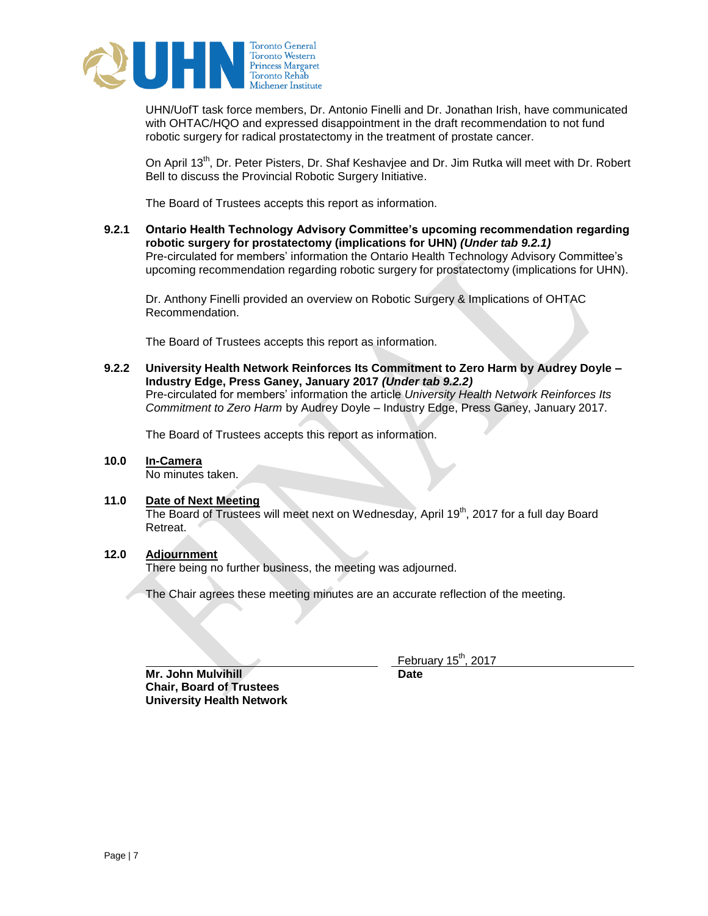UHN/UofT task force members, Dr. Antonio Finelli and Dr. Jonathan Irish, have communicated with OHTAC/HQO and expressed disappointment in the draft recommendation to not fund robotic surgery for radical prostatectomy in the treatment of prostate cancer.

On April 13th, Dr. Peter Pisters, Dr. Shaf Keshavjee and Dr. Jim Rutka will meet with Dr. Robert Bell to discuss the Provincial Robotic Surgery Initiative.

The Board of Trustees accepts this report as information.

**9.2.1 Ontario Health Technology Advisory Committee's upcoming recommendation regarding robotic surgery for prostatectomy (implications for UHN)** ***(Under tab 9.2.1)***
Pre-circulated for members' information the Ontario Health Technology Advisory Committee's upcoming recommendation regarding robotic surgery for prostatectomy (implications for UHN).

Dr. Anthony Finelli provided an overview on Robotic Surgery & Implications of OHTAC Recommendation.

The Board of Trustees accepts this report as information.

**9.2.2 University Health Network Reinforces Its Commitment to Zero Harm by Audrey Doyle – Industry Edge, Press Ganey, January 2017** ***(Under tab 9.2.2)***
Pre-circulated for members' information the article *University Health Network Reinforces Its Commitment to Zero Harm* by Audrey Doyle – Industry Edge, Press Ganey, January 2017.

The Board of Trustees accepts this report as information.

**10.0 In-Camera**
No minutes taken.

**11.0 Date of Next Meeting**
The Board of Trustees will meet next on Wednesday, April 19th, 2017 for a full day Board Retreat.

**12.0 Adjournment**
There being no further business, the meeting was adjourned.

The Chair agrees these meeting minutes are an accurate reflection of the meeting.

**Mr. John Mulvihill**
**Chair, Board of Trustees**
**University Health Network**

February 15th, 2017
**Date**